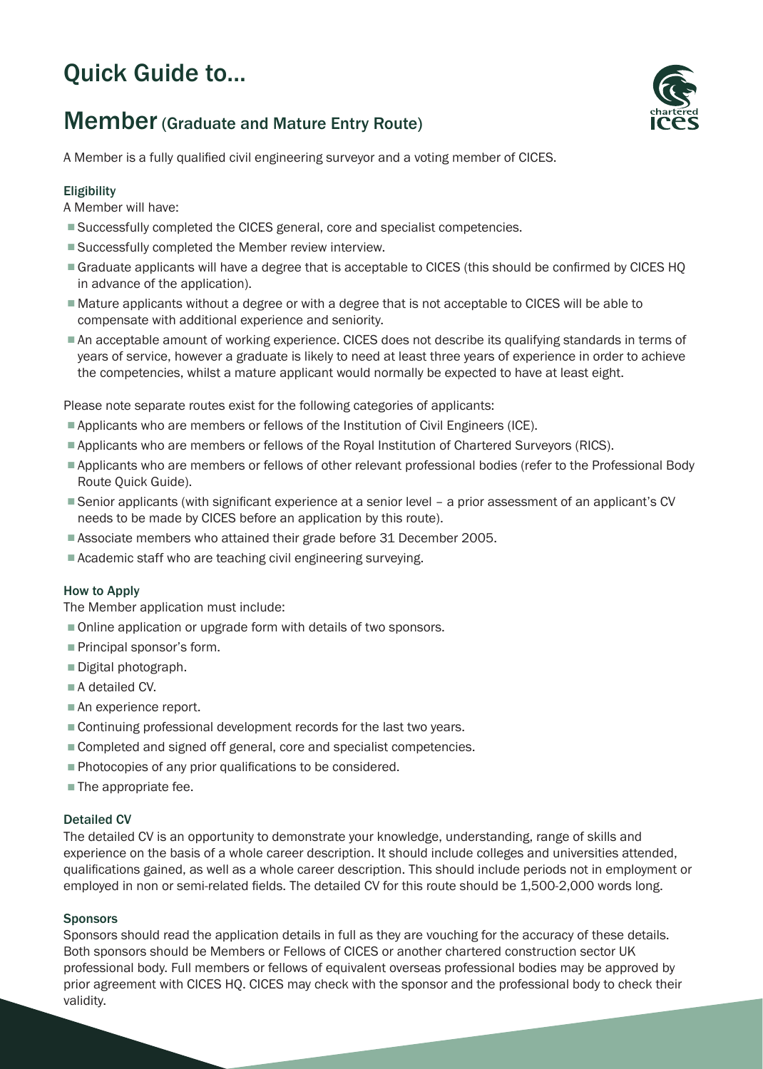# Quick Guide to...

## Member (Graduate and Mature Entry Route)

A Member is a fully qualified civil engineering surveyor and a voting member of CICES.

### Eligibility

A Member will have:

- Successfully completed the CICES general, core and specialist competencies.
- Successfully completed the Member review interview.
- Graduate applicants will have a degree that is acceptable to CICES (this should be confirmed by CICES HQ in advance of the application).
- Mature applicants without a degree or with a degree that is not acceptable to CICES will be able to compensate with additional experience and seniority.
- An acceptable amount of working experience. CICES does not describe its qualifying standards in terms of years of service, however a graduate is likely to need at least three years of experience in order to achieve the competencies, whilst a mature applicant would normally be expected to have at least eight.

Please note separate routes exist for the following categories of applicants:

- Applicants who are members or fellows of the Institution of Civil Engineers (ICE).
- Applicants who are members or fellows of the Royal Institution of Chartered Surveyors (RICS).
- Applicants who are members or fellows of other relevant professional bodies (refer to the Professional Body Route Quick Guide).
- Senior applicants (with significant experience at a senior level – a prior assessment of an applicant's CV needs to be made by CICES before an application by this route).
- Associate members who attained their grade before 31 December 2005.
- Academic staff who are teaching civil engineering surveying.

### How to Apply

The Member application must include:

- Online application or upgrade form with details of two sponsors.
- Principal sponsor's form.
- Digital photograph.
- A detailed CV.
- An experience report.
- Continuing professional development records for the last two years.
- Completed and signed off general, core and specialist competencies.
- Photocopies of any prior qualifications to be considered.
- The appropriate fee.

### Detailed CV

The detailed CV is an opportunity to demonstrate your knowledge, understanding, range of skills and experience on the basis of a whole career description. It should include colleges and universities attended, qualifications gained, as well as a whole career description. This should include periods not in employment or employed in non or semi-related fields. The detailed CV for this route should be 1,500-2,000 words long.

### Sponsors

Sponsors should read the application details in full as they are vouching for the accuracy of these details. Both sponsors should be Members or Fellows of CICES or another chartered construction sector UK professional body. Full members or fellows of equivalent overseas professional bodies may be approved by prior agreement with CICES HQ. CICES may check with the sponsor and the professional body to check their validity.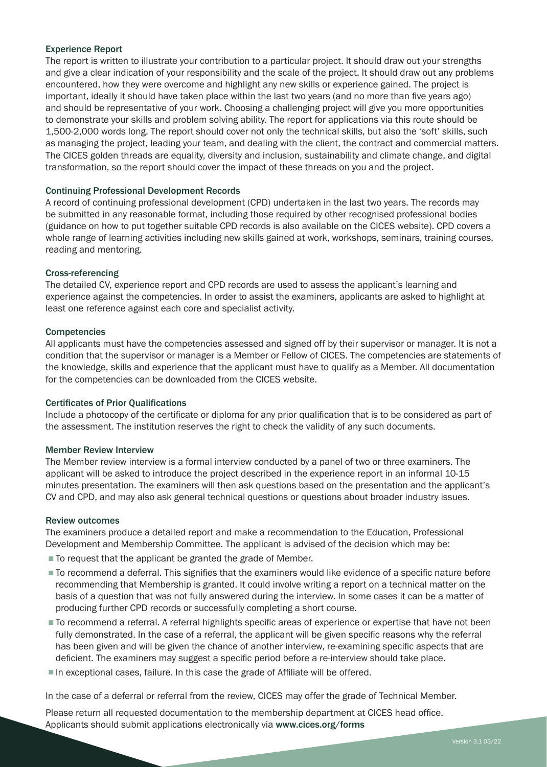### Experience Report

The report is written to illustrate your contribution to a particular project. It should draw out your strengths and give a clear indication of your responsibility and the scale of the project. It should draw out any problems encountered, how they were overcome and highlight any new skills or experience gained. The project is important, ideally it should have taken place within the last two years (and no more than five years ago) and should be representative of your work. Choosing a challenging project will give you more opportunities to demonstrate your skills and problem solving ability. The report for applications via this route should be 1,500-2,000 words long. The report should cover not only the technical skills, but also the 'soft' skills, such as managing the project, leading your team, and dealing with the client, the contract and commercial matters. The CICES golden threads are equality, diversity and inclusion, sustainability and climate change, and digital transformation, so the report should cover the impact of these threads on you and the project.

### Continuing Professional Development Records

A record of continuing professional development (CPD) undertaken in the last two years. The records may be submitted in any reasonable format, including those required by other recognised professional bodies (guidance on how to put together suitable CPD records is also available on the CICES website). CPD covers a whole range of learning activities including new skills gained at work, workshops, seminars, training courses, reading and mentoring.

### Cross-referencing

The detailed CV, experience report and CPD records are used to assess the applicant's learning and experience against the competencies. In order to assist the examiners, applicants are asked to highlight at least one reference against each core and specialist activity.

### Competencies

All applicants must have the competencies assessed and signed off by their supervisor or manager. It is not a condition that the supervisor or manager is a Member or Fellow of CICES. The competencies are statements of the knowledge, skills and experience that the applicant must have to qualify as a Member. All documentation for the competencies can be downloaded from the CICES website.

### Certificates of Prior Qualifications

Include a photocopy of the certificate or diploma for any prior qualification that is to be considered as part of the assessment. The institution reserves the right to check the validity of any such documents.

### Member Review Interview

The Member review interview is a formal interview conducted by a panel of two or three examiners. The applicant will be asked to introduce the project described in the experience report in an informal 10-15 minutes presentation. The examiners will then ask questions based on the presentation and the applicant's CV and CPD, and may also ask general technical questions or questions about broader industry issues.

### Review outcomes

The examiners produce a detailed report and make a recommendation to the Education, Professional Development and Membership Committee. The applicant is advised of the decision which may be:

- To request that the applicant be granted the grade of Member.
- To recommend a deferral. This signifies that the examiners would like evidence of a specific nature before recommending that Membership is granted. It could involve writing a report on a technical matter on the basis of a question that was not fully answered during the interview. In some cases it can be a matter of producing further CPD records or successfully completing a short course.
- To recommend a referral. A referral highlights specific areas of experience or expertise that have not been fully demonstrated. In the case of a referral, the applicant will be given specific reasons why the referral has been given and will be given the chance of another interview, re-examining specific aspects that are deficient. The examiners may suggest a specific period before a re-interview should take place.
- In exceptional cases, failure. In this case the grade of Affiliate will be offered.

In the case of a deferral or referral from the review, CICES may offer the grade of Technical Member.

Please return all requested documentation to the membership department at CICES head office. Applicants should submit applications electronically via www.cices.org/forms

Version 3.1 03/22